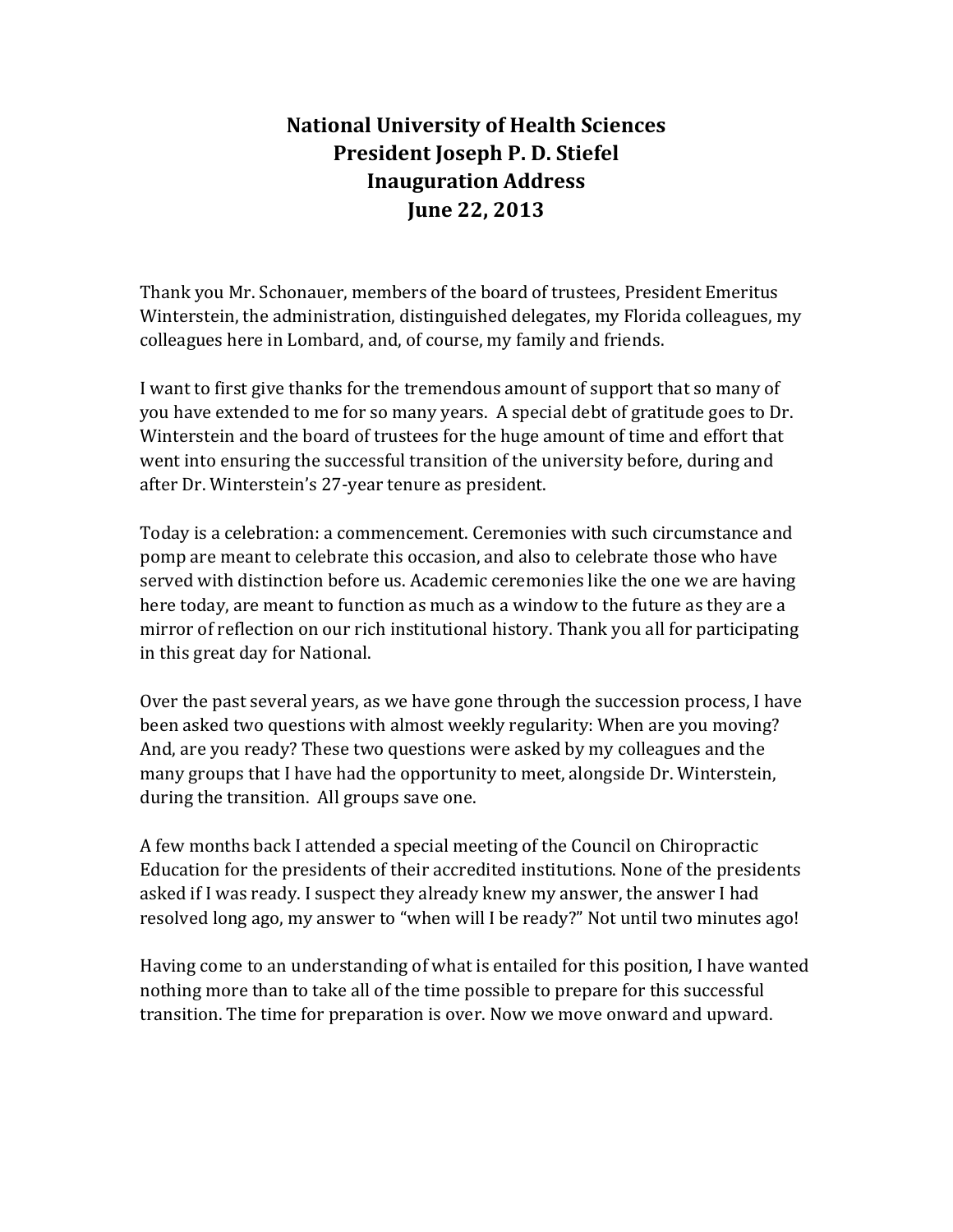# National University of Health Sciences
# President Joseph P. D. Stiefel
# Inauguration Address
# June 22, 2013

Thank you Mr. Schonauer, members of the board of trustees, President Emeritus Winterstein, the administration, distinguished delegates, my Florida colleagues, my colleagues here in Lombard, and, of course, my family and friends.

I want to first give thanks for the tremendous amount of support that so many of you have extended to me for so many years. A special debt of gratitude goes to Dr. Winterstein and the board of trustees for the huge amount of time and effort that went into ensuring the successful transition of the university before, during and after Dr. Winterstein's 27-year tenure as president.

Today is a celebration: a commencement. Ceremonies with such circumstance and pomp are meant to celebrate this occasion, and also to celebrate those who have served with distinction before us. Academic ceremonies like the one we are having here today, are meant to function as much as a window to the future as they are a mirror of reflection on our rich institutional history. Thank you all for participating in this great day for National.

Over the past several years, as we have gone through the succession process, I have been asked two questions with almost weekly regularity: When are you moving? And, are you ready? These two questions were asked by my colleagues and the many groups that I have had the opportunity to meet, alongside Dr. Winterstein, during the transition. All groups save one.

A few months back I attended a special meeting of the Council on Chiropractic Education for the presidents of their accredited institutions. None of the presidents asked if I was ready. I suspect they already knew my answer, the answer I had resolved long ago, my answer to "when will I be ready?" Not until two minutes ago!

Having come to an understanding of what is entailed for this position, I have wanted nothing more than to take all of the time possible to prepare for this successful transition. The time for preparation is over. Now we move onward and upward.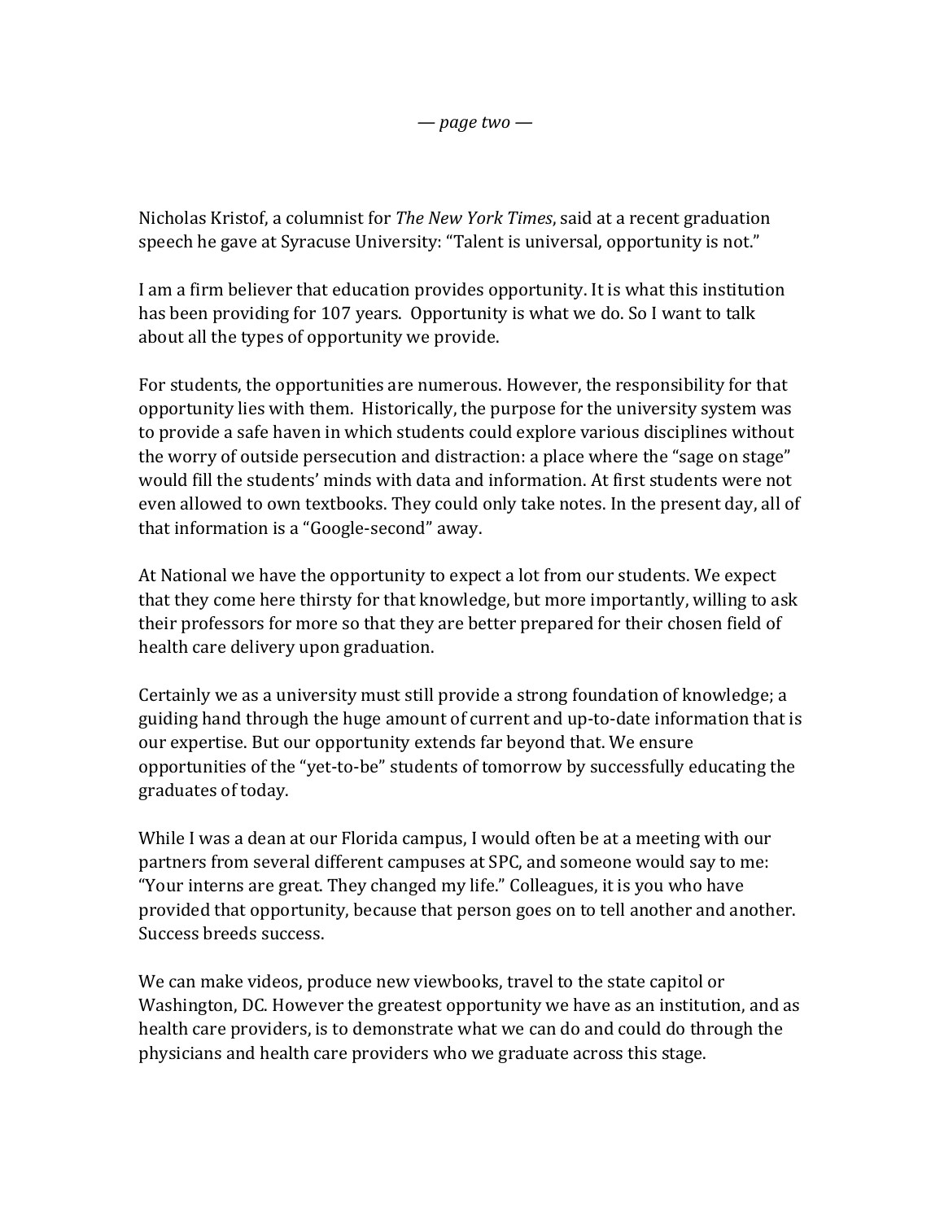Nicholas Kristof, a columnist for *The New York Times*, said at a recent graduation speech he gave at Syracuse University: "Talent is universal, opportunity is not."

I am a firm believer that education provides opportunity. It is what this institution has been providing for 107 years. Opportunity is what we do. So I want to talk about all the types of opportunity we provide.

For students, the opportunities are numerous. However, the responsibility for that opportunity lies with them. Historically, the purpose for the university system was to provide a safe haven in which students could explore various disciplines without the worry of outside persecution and distraction: a place where the "sage on stage" would fill the students' minds with data and information. At first students were not even allowed to own textbooks. They could only take notes. In the present day, all of that information is a "Google-second" away.

At National we have the opportunity to expect a lot from our students. We expect that they come here thirsty for that knowledge, but more importantly, willing to ask their professors for more so that they are better prepared for their chosen field of health care delivery upon graduation.

Certainly we as a university must still provide a strong foundation of knowledge; a guiding hand through the huge amount of current and up-to-date information that is our expertise. But our opportunity extends far beyond that. We ensure opportunities of the "yet-to-be" students of tomorrow by successfully educating the graduates of today.

While I was a dean at our Florida campus, I would often be at a meeting with our partners from several different campuses at SPC, and someone would say to me: "Your interns are great. They changed my life." Colleagues, it is you who have provided that opportunity, because that person goes on to tell another and another. Success breeds success.

We can make videos, produce new viewbooks, travel to the state capitol or Washington, DC. However the greatest opportunity we have as an institution, and as health care providers, is to demonstrate what we can do and could do through the physicians and health care providers who we graduate across this stage.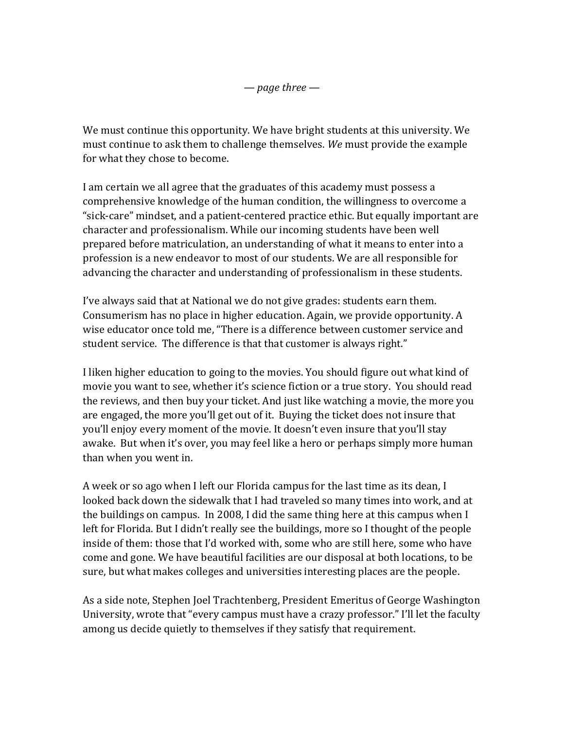We must continue this opportunity. We have bright students at this university. We must continue to ask them to challenge themselves. *We* must provide the example for what they chose to become.

I am certain we all agree that the graduates of this academy must possess a comprehensive knowledge of the human condition, the willingness to overcome a "sick-care" mindset, and a patient-centered practice ethic. But equally important are character and professionalism. While our incoming students have been well prepared before matriculation, an understanding of what it means to enter into a profession is a new endeavor to most of our students. We are all responsible for advancing the character and understanding of professionalism in these students.

I've always said that at National we do not give grades: students earn them. Consumerism has no place in higher education. Again, we provide opportunity. A wise educator once told me, "There is a difference between customer service and student service. The difference is that that customer is always right."

I liken higher education to going to the movies. You should figure out what kind of movie you want to see, whether it's science fiction or a true story. You should read the reviews, and then buy your ticket. And just like watching a movie, the more you are engaged, the more you'll get out of it. Buying the ticket does not insure that you'll enjoy every moment of the movie. It doesn't even insure that you'll stay awake. But when it's over, you may feel like a hero or perhaps simply more human than when you went in.

A week or so ago when I left our Florida campus for the last time as its dean, I looked back down the sidewalk that I had traveled so many times into work, and at the buildings on campus. In 2008, I did the same thing here at this campus when I left for Florida. But I didn't really see the buildings, more so I thought of the people inside of them: those that I'd worked with, some who are still here, some who have come and gone. We have beautiful facilities are our disposal at both locations, to be sure, but what makes colleges and universities interesting places are the people.

As a side note, Stephen Joel Trachtenberg, President Emeritus of George Washington University, wrote that "every campus must have a crazy professor." I'll let the faculty among us decide quietly to themselves if they satisfy that requirement.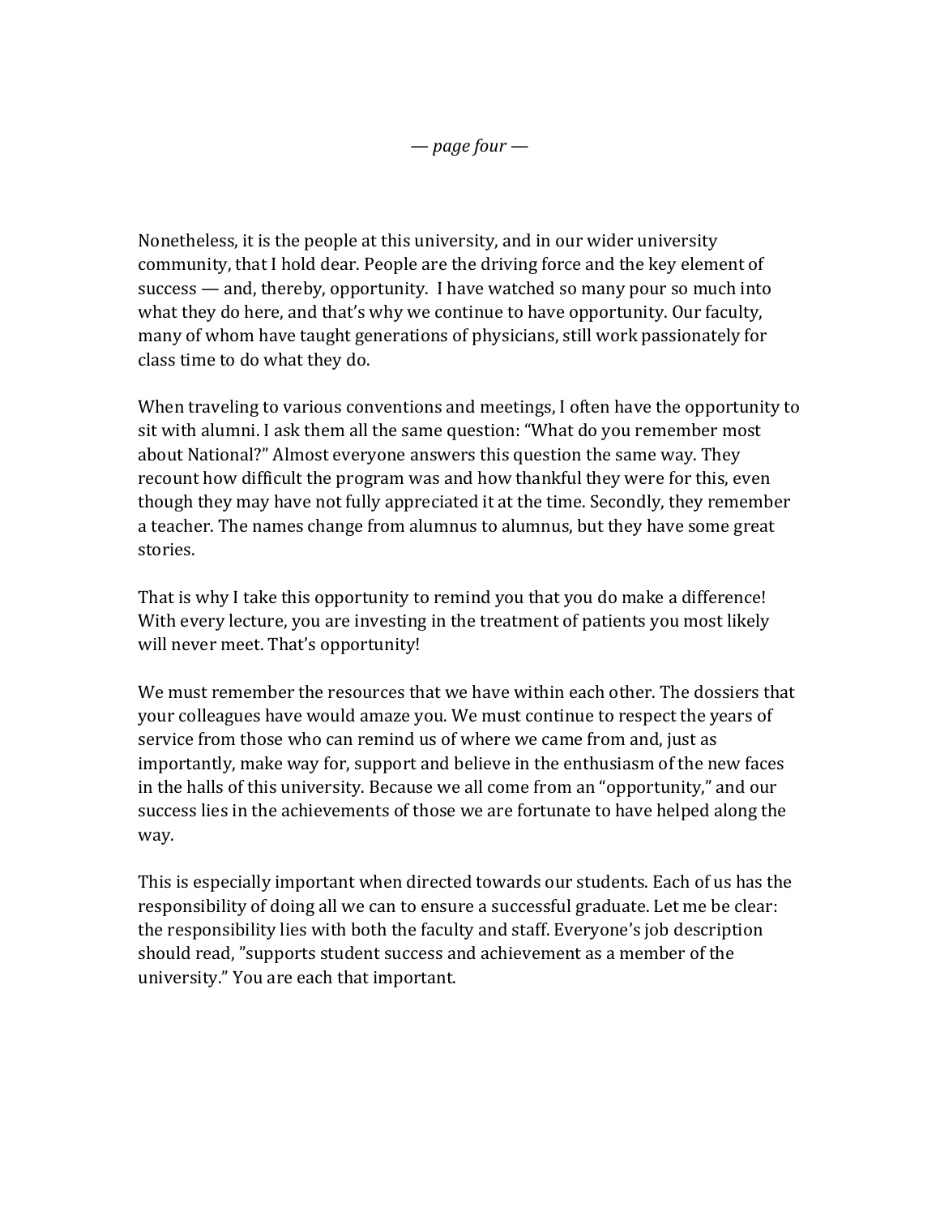Nonetheless, it is the people at this university, and in our wider university community, that I hold dear. People are the driving force and the key element of success — and, thereby, opportunity. I have watched so many pour so much into what they do here, and that's why we continue to have opportunity. Our faculty, many of whom have taught generations of physicians, still work passionately for class time to do what they do.

When traveling to various conventions and meetings, I often have the opportunity to sit with alumni. I ask them all the same question: "What do you remember most about National?" Almost everyone answers this question the same way. They recount how difficult the program was and how thankful they were for this, even though they may have not fully appreciated it at the time. Secondly, they remember a teacher. The names change from alumnus to alumnus, but they have some great stories.

That is why I take this opportunity to remind you that you do make a difference! With every lecture, you are investing in the treatment of patients you most likely will never meet. That's opportunity!

We must remember the resources that we have within each other. The dossiers that your colleagues have would amaze you. We must continue to respect the years of service from those who can remind us of where we came from and, just as importantly, make way for, support and believe in the enthusiasm of the new faces in the halls of this university. Because we all come from an "opportunity," and our success lies in the achievements of those we are fortunate to have helped along the way.

This is especially important when directed towards our students. Each of us has the responsibility of doing all we can to ensure a successful graduate. Let me be clear: the responsibility lies with both the faculty and staff. Everyone's job description should read, "supports student success and achievement as a member of the university." You are each that important.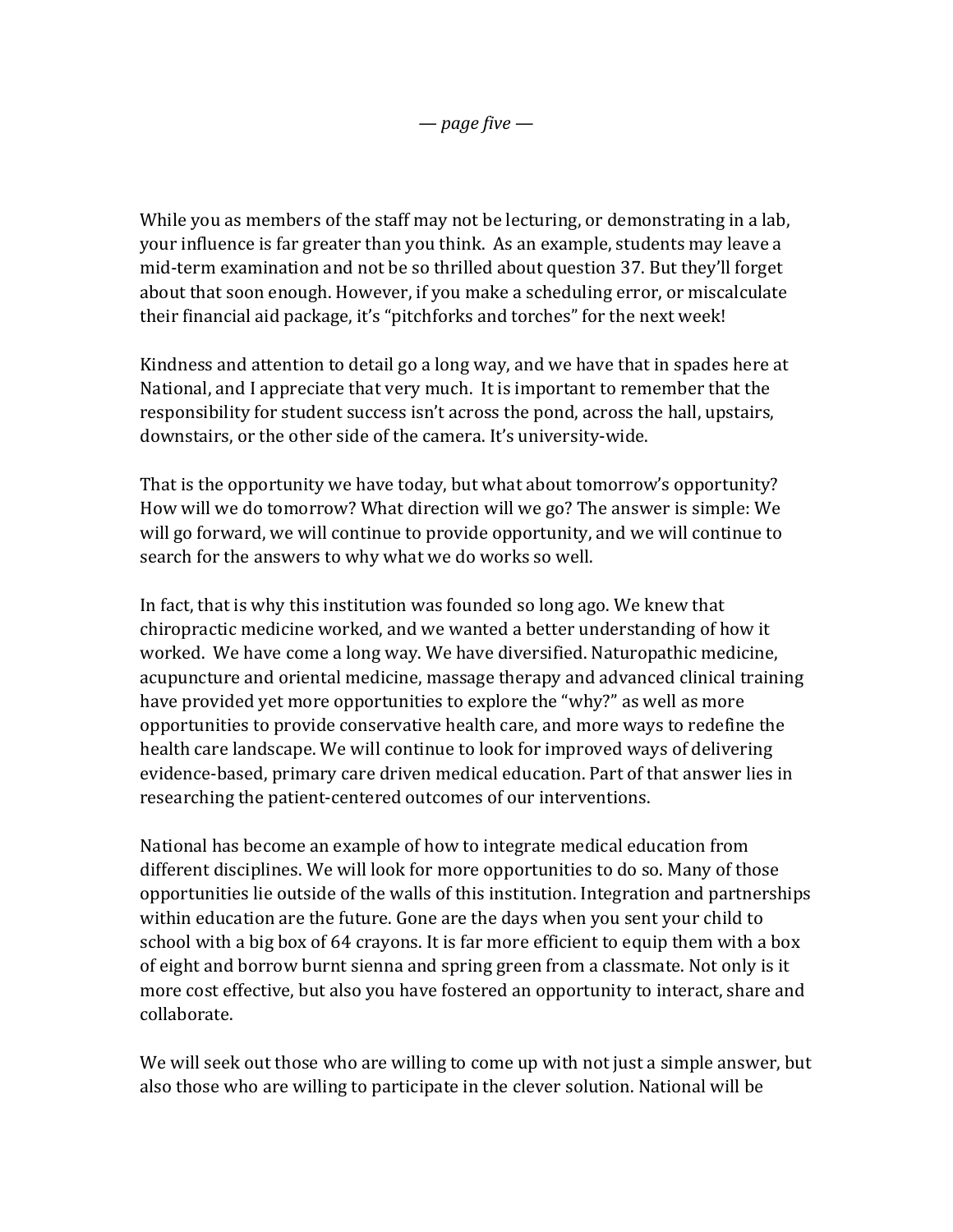While you as members of the staff may not be lecturing, or demonstrating in a lab, your influence is far greater than you think. As an example, students may leave a mid-term examination and not be so thrilled about question 37. But they'll forget about that soon enough. However, if you make a scheduling error, or miscalculate their financial aid package, it's "pitchforks and torches" for the next week!

Kindness and attention to detail go a long way, and we have that in spades here at National, and I appreciate that very much. It is important to remember that the responsibility for student success isn't across the pond, across the hall, upstairs, downstairs, or the other side of the camera. It's university-wide.

That is the opportunity we have today, but what about tomorrow's opportunity? How will we do tomorrow? What direction will we go? The answer is simple: We will go forward, we will continue to provide opportunity, and we will continue to search for the answers to why what we do works so well.

In fact, that is why this institution was founded so long ago. We knew that chiropractic medicine worked, and we wanted a better understanding of how it worked. We have come a long way. We have diversified. Naturopathic medicine, acupuncture and oriental medicine, massage therapy and advanced clinical training have provided yet more opportunities to explore the "why?" as well as more opportunities to provide conservative health care, and more ways to redefine the health care landscape. We will continue to look for improved ways of delivering evidence-based, primary care driven medical education. Part of that answer lies in researching the patient-centered outcomes of our interventions.

National has become an example of how to integrate medical education from different disciplines. We will look for more opportunities to do so. Many of those opportunities lie outside of the walls of this institution. Integration and partnerships within education are the future. Gone are the days when you sent your child to school with a big box of 64 crayons. It is far more efficient to equip them with a box of eight and borrow burnt sienna and spring green from a classmate. Not only is it more cost effective, but also you have fostered an opportunity to interact, share and collaborate.

We will seek out those who are willing to come up with not just a simple answer, but also those who are willing to participate in the clever solution. National will be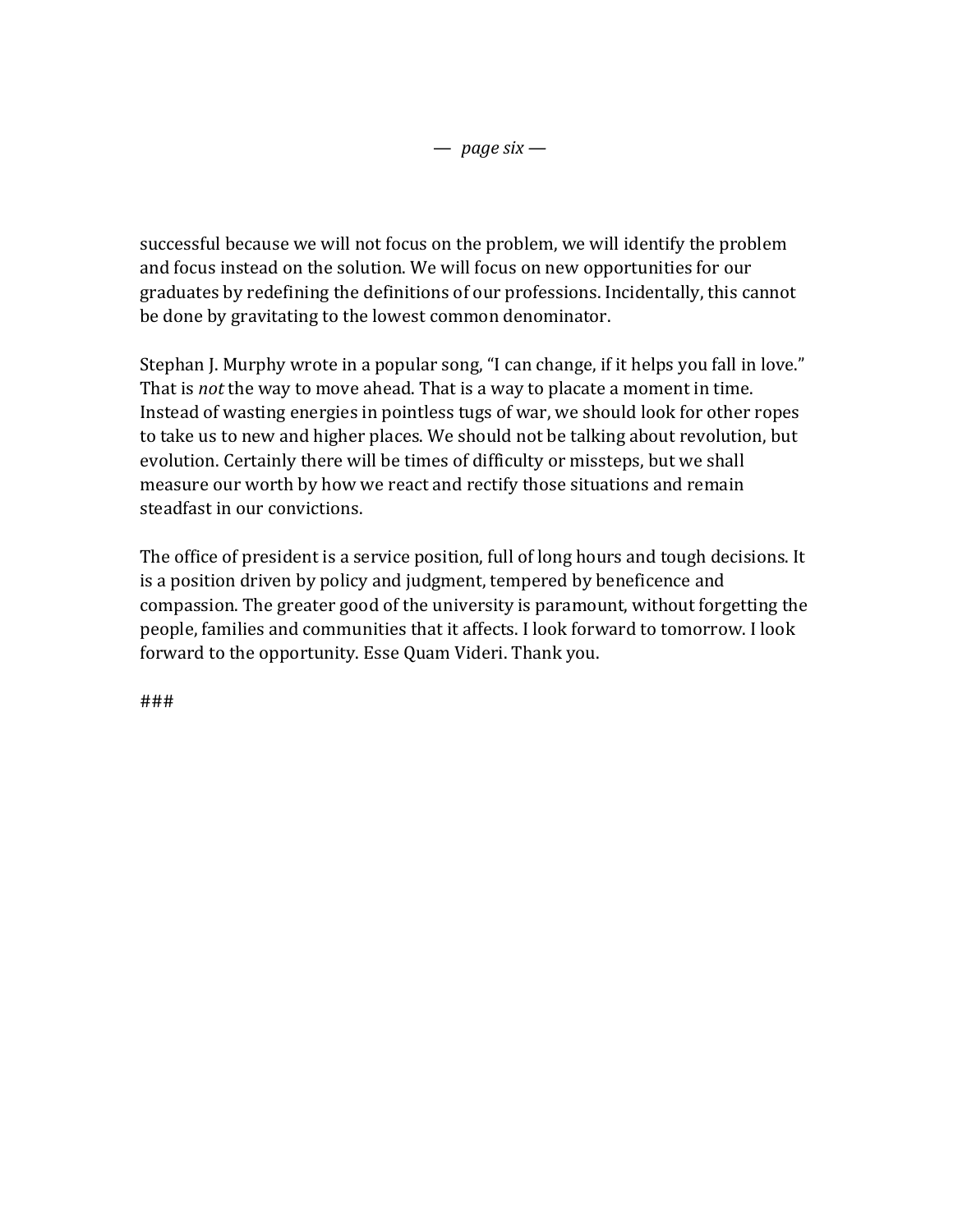successful because we will not focus on the problem, we will identify the problem and focus instead on the solution. We will focus on new opportunities for our graduates by redefining the definitions of our professions. Incidentally, this cannot be done by gravitating to the lowest common denominator.

Stephan J. Murphy wrote in a popular song, "I can change, if it helps you fall in love." That is *not* the way to move ahead. That is a way to placate a moment in time. Instead of wasting energies in pointless tugs of war, we should look for other ropes to take us to new and higher places. We should not be talking about revolution, but evolution. Certainly there will be times of difficulty or missteps, but we shall measure our worth by how we react and rectify those situations and remain steadfast in our convictions.

The office of president is a service position, full of long hours and tough decisions. It is a position driven by policy and judgment, tempered by beneficence and compassion. The greater good of the university is paramount, without forgetting the people, families and communities that it affects. I look forward to tomorrow. I look forward to the opportunity. Esse Quam Videri. Thank you.

###